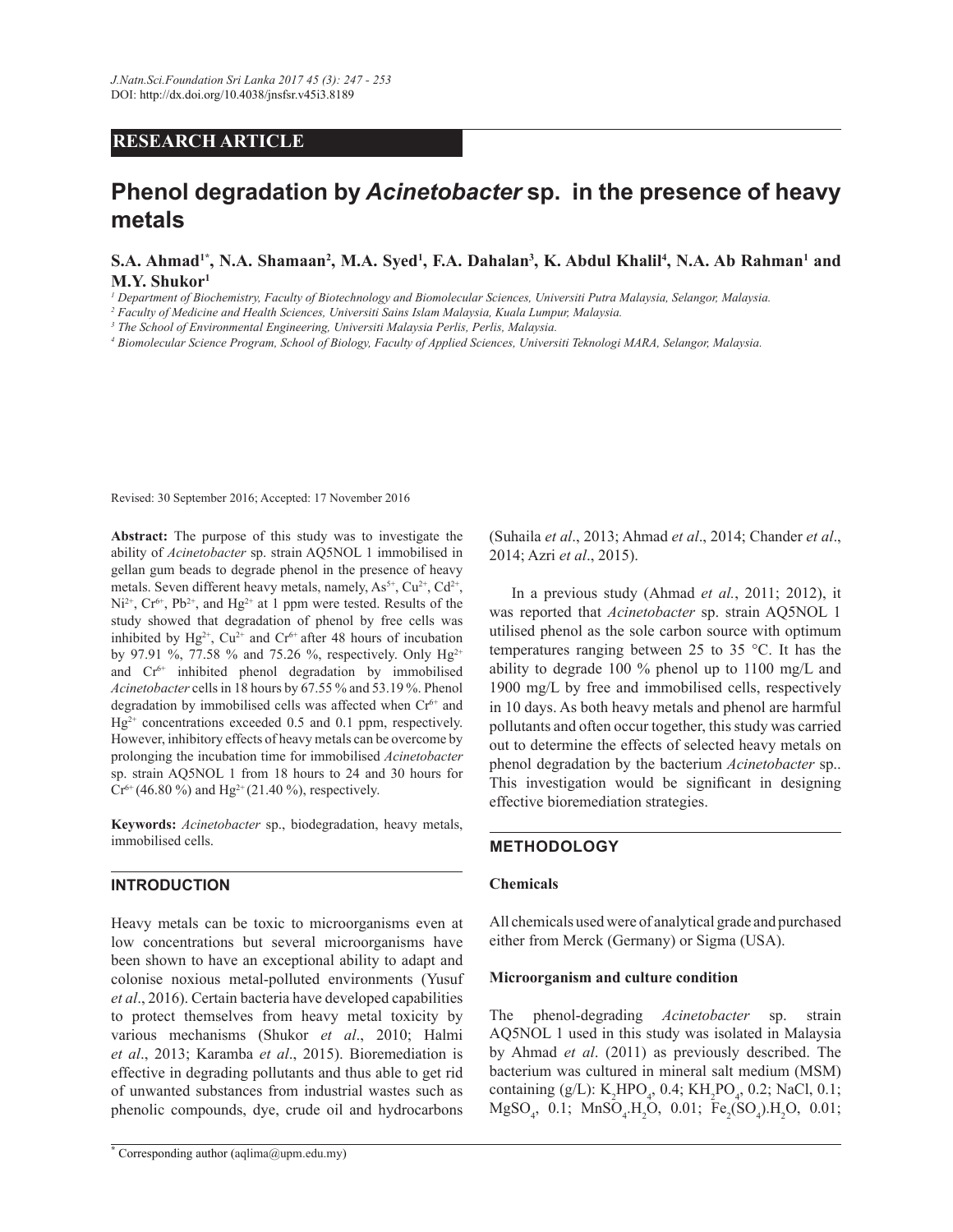**RESEARCH ARTICLE**

# Phenol degradation by *Acinetobacter* sp. in the presence of heavy metals

**S.A. Ahmad[1*], N.A. Shamaan[2], M.A. Syed[1], F.A. Dahalan[3], K. Abdul Khalil[4], N.A. Ab Rahman[1] and M.Y. Shukor[1]**

*[1] Department of Biochemistry, Faculty of Biotechnology and Biomolecular Sciences, Universiti Putra Malaysia, Selangor, Malaysia.*
*[2] Faculty of Medicine and Health Sciences, Universiti Sains Islam Malaysia, Kuala Lumpur, Malaysia.*
*[3] The School of Environmental Engineering, Universiti Malaysia Perlis, Perlis, Malaysia.*
*[4] Biomolecular Science Program, School of Biology, Faculty of Applied Sciences, Universiti Teknologi MARA, Selangor, Malaysia.*

Revised: 30 September 2016; Accepted: 17 November 2016

**Abstract:** The purpose of this study was to investigate the ability of *Acinetobacter* sp. strain AQ5NOL 1 immobilised in gellan gum beads to degrade phenol in the presence of heavy metals. Seven different heavy metals, namely, $As^{5+}$, $Cu^{2+}$, $Cd^{2+}$, $Ni^{2+}$, $Cr^{6+}$, $Pb^{2+}$, and $Hg^{2+}$ at 1 ppm were tested. Results of the study showed that degradation of phenol by free cells was inhibited by $Hg^{2+}$, $Cu^{2+}$ and $Cr^{6+}$ after 48 hours of incubation by 97.91 %, 77.58 % and 75.26 %, respectively. Only $Hg^{2+}$ and $Cr^{6+}$ inhibited phenol degradation by immobilised *Acinetobacter* cells in 18 hours by 67.55 % and 53.19 %. Phenol degradation by immobilised cells was affected when $Cr^{6+}$ and $Hg^{2+}$ concentrations exceeded 0.5 and 0.1 ppm, respectively. However, inhibitory effects of heavy metals can be overcome by prolonging the incubation time for immobilised *Acinetobacter* sp. strain AQ5NOL 1 from 18 hours to 24 and 30 hours for $Cr^{6+}$ (46.80 %) and $Hg^{2+}$ (21.40 %), respectively.

**Keywords:** *Acinetobacter* sp., biodegradation, heavy metals, immobilised cells.

## INTRODUCTION

Heavy metals can be toxic to microorganisms even at low concentrations but several microorganisms have been shown to have an exceptional ability to adapt and colonise noxious metal-polluted environments (Yusuf *et al*., 2016). Certain bacteria have developed capabilities to protect themselves from heavy metal toxicity by various mechanisms (Shukor *et al*., 2010; Halmi *et al*., 2013; Karamba *et al*., 2015). Bioremediation is effective in degrading pollutants and thus able to get rid of unwanted substances from industrial wastes such as phenolic compounds, dye, crude oil and hydrocarbons (Suhaila *et al*., 2013; Ahmad *et al*., 2014; Chander *et al*., 2014; Azri *et al*., 2015).

In a previous study (Ahmad *et al.*, 2011; 2012), it was reported that *Acinetobacter* sp. strain AQ5NOL 1 utilised phenol as the sole carbon source with optimum temperatures ranging between 25 to 35 °C. It has the ability to degrade 100 % phenol up to 1100 mg/L and 1900 mg/L by free and immobilised cells, respectively in 10 days. As both heavy metals and phenol are harmful pollutants and often occur together, this study was carried out to determine the effects of selected heavy metals on phenol degradation by the bacterium *Acinetobacter* sp.. This investigation would be significant in designing effective bioremediation strategies.

## METHODOLOGY

### Chemicals

All chemicals used were of analytical grade and purchased either from Merck (Germany) or Sigma (USA).

### Microorganism and culture condition

The phenol-degrading *Acinetobacter* sp. strain AQ5NOL 1 used in this study was isolated in Malaysia by Ahmad *et al*. (2011) as previously described. The bacterium was cultured in mineral salt medium (MSM) containing (g/L): $K_2HPO_4$, 0.4; $KH_2PO_4$, 0.2; NaCl, 0.1; $MgSO_4$, 0.1; $MnSO_4.H_2O$, 0.01; $Fe_2(SO_4).H_2O$, 0.01;

[*] Corresponding author (aqlima@upm.edu.my)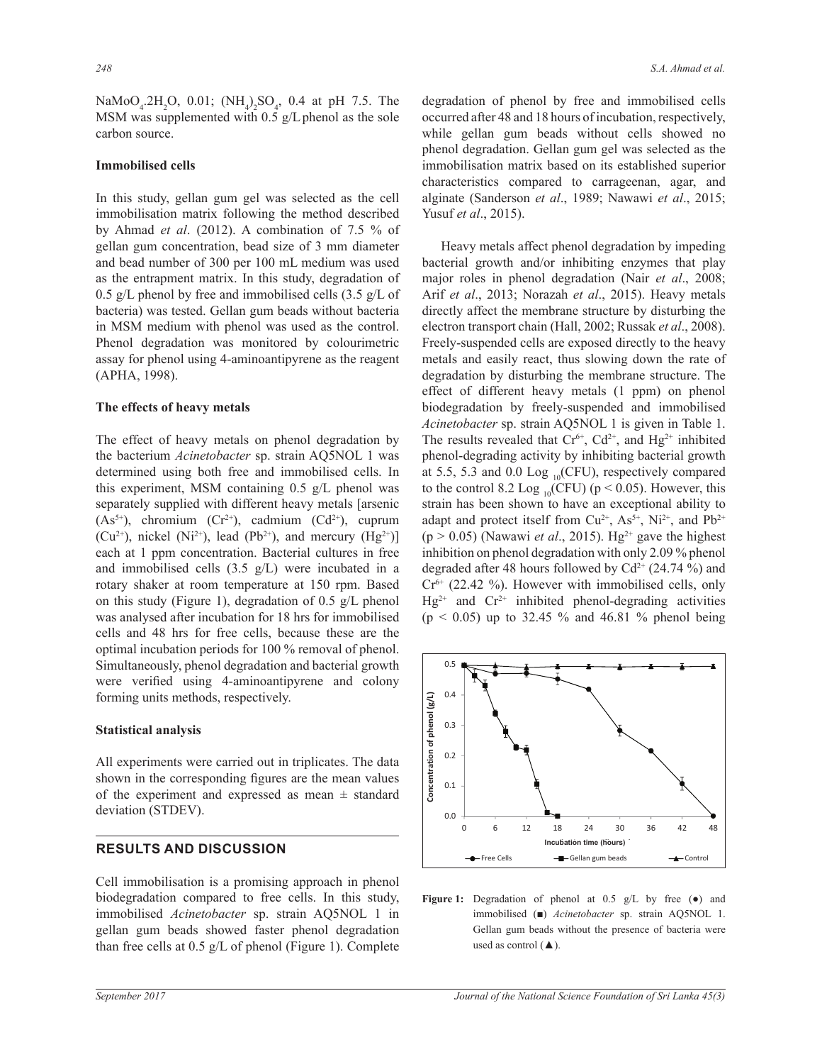$NaMoO_4.2H_2O$, 0.01; $(NH_4)_2SO_4$, 0.4 at pH 7.5. The MSM was supplemented with 0.5 g/L phenol as the sole carbon source.

### Immobilised cells

In this study, gellan gum gel was selected as the cell immobilisation matrix following the method described by Ahmad *et al*. (2012). A combination of 7.5 % of gellan gum concentration, bead size of 3 mm diameter and bead number of 300 per 100 mL medium was used as the entrapment matrix. In this study, degradation of 0.5 g/L phenol by free and immobilised cells (3.5 g/L of bacteria) was tested. Gellan gum beads without bacteria in MSM medium with phenol was used as the control. Phenol degradation was monitored by colourimetric assay for phenol using 4-aminoantipyrene as the reagent (APHA, 1998).

### The effects of heavy metals

The effect of heavy metals on phenol degradation by the bacterium *Acinetobacter* sp. strain AQ5NOL 1 was determined using both free and immobilised cells. In this experiment, MSM containing 0.5 g/L phenol was separately supplied with different heavy metals [arsenic ($As^{5+}$), chromium ($Cr^{2+}$), cadmium ($Cd^{2+}$), cuprum ($Cu^{2+}$), nickel ($Ni^{2+}$), lead ($Pb^{2+}$), and mercury ($Hg^{2+}$)] each at 1 ppm concentration. Bacterial cultures in free and immobilised cells (3.5 g/L) were incubated in a rotary shaker at room temperature at 150 rpm. Based on this study (Figure 1), degradation of 0.5 g/L phenol was analysed after incubation for 18 hrs for immobilised cells and 48 hrs for free cells, because these are the optimal incubation periods for 100 % removal of phenol. Simultaneously, phenol degradation and bacterial growth were verified using 4-aminoantipyrene and colony forming units methods, respectively.

### Statistical analysis

All experiments were carried out in triplicates. The data shown in the corresponding figures are the mean values of the experiment and expressed as mean ± standard deviation (STDEV).

## RESULTS AND DISCUSSION

Cell immobilisation is a promising approach in phenol biodegradation compared to free cells. In this study, immobilised *Acinetobacter* sp. strain AQ5NOL 1 in gellan gum beads showed faster phenol degradation than free cells at 0.5 g/L of phenol (Figure 1). Complete degradation of phenol by free and immobilised cells occurred after 48 and 18 hours of incubation, respectively, while gellan gum beads without cells showed no phenol degradation. Gellan gum gel was selected as the immobilisation matrix based on its established superior characteristics compared to carrageenan, agar, and alginate (Sanderson *et al*., 1989; Nawawi *et al*., 2015; Yusuf *et al*., 2015).

Heavy metals affect phenol degradation by impeding bacterial growth and/or inhibiting enzymes that play major roles in phenol degradation (Nair *et al*., 2008; Arif *et al*., 2013; Norazah *et al*., 2015). Heavy metals directly affect the membrane structure by disturbing the electron transport chain (Hall, 2002; Russak *et al*., 2008). Freely-suspended cells are exposed directly to the heavy metals and easily react, thus slowing down the rate of degradation by disturbing the membrane structure. The effect of different heavy metals (1 ppm) on phenol biodegradation by freely-suspended and immobilised *Acinetobacter* sp. strain AQ5NOL 1 is given in Table 1. The results revealed that $Cr^{6+}$, $Cd^{2+}$, and $Hg^{2+}$ inhibited phenol-degrading activity by inhibiting bacterial growth at 5.5, 5.3 and 0.0 Log $_{10}$(CFU), respectively compared to the control 8.2 Log $_{10}$(CFU) ($p < 0.05$). However, this strain has been shown to have an exceptional ability to adapt and protect itself from $Cu^{2+}$, $As^{5+}$, $Ni^{2+}$, and $Pb^{2+}$ ($p > 0.05$) (Nawawi *et al*., 2015). $Hg^{2+}$ gave the highest inhibition on phenol degradation with only 2.09 % phenol degraded after 48 hours followed by $Cd^{2+}$ (24.74 %) and $Cr^{6+}$ (22.42 %). However with immobilised cells, only $Hg^{2+}$ and $Cr^{2+}$ inhibited phenol-degrading activities ($p < 0.05$) up to 32.45 % and 46.81 % phenol being

**Figure 1:** Degradation of phenol at 0.5 g/L by free (●) and immobilised (■) *Acinetobacter* sp. strain AQ5NOL 1. Gellan gum beads without the presence of bacteria were used as control (▲).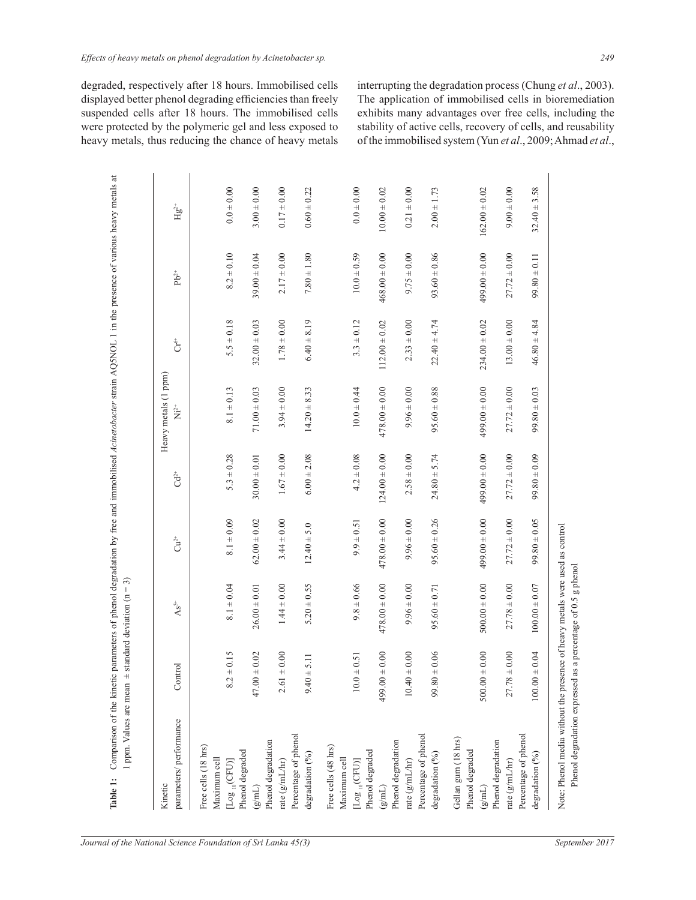degraded, respectively after 18 hours. Immobilised cells displayed better phenol degrading efficiencies than freely suspended cells after 18 hours. The immobilised cells were protected by the polymeric gel and less exposed to heavy metals, thus reducing the chance of heavy metals interrupting the degradation process (Chung *et al*., 2003). The application of immobilised cells in bioremediation exhibits many advantages over free cells, including the stability of active cells, recovery of cells, and reusability of the immobilised system (Yun *et al*., 2009; Ahmad *et al*.,

**Table 1:** Comparison of the kinetic parameters of phenol degradation by free and immobilised *Acinetobacter* strain AQ5NOL 1 in the presence of various heavy metals at 1 ppm. Values are mean ± standard deviation (n = 3)

| Kinetic parameters/ performance | Control | Heavy metals (1 ppm) $As^{5+}$ | $Cu^{2+}$ | $Cd^{2+}$ | $Ni^{2+}$ | $Cr^{6+}$ | $Pb^{2+}$ | $Hg^{2+}$ |
|---|---|---|---|---|---|---|---|---|
| **Free cells (18 hrs)** | | | | | | | | |
| Maximum cell [$Log_{10}$(CFU)] | 8.2 ± 0.15 | 8.1 ± 0.04 | 8.1 ± 0.09 | 5.3 ± 0.28 | 8.1 ± 0.13 | 5.5 ± 0.18 | 8.2 ± 0.10 | 0.0 ± 0.00 |
| Phenol degraded (g/mL) | 47.00 ± 0.02 | 26.00 ± 0.01 | 62.00 ± 0.02 | 30.00 ± 0.01 | 71.00 ± 0.03 | 32.00 ± 0.03 | 39.00 ± 0.04 | 3.00 ± 0.00 |
| Phenol degradation rate (g/mL/hr) | 2.61 ± 0.00 | 1.44 ± 0.00 | 3.44 ± 0.00 | 1.67 ± 0.00 | 3.94 ± 0.00 | 1.78 ± 0.00 | 2.17 ± 0.00 | 0.17 ± 0.00 |
| Percentage of phenol degradation (%) | 9.40 ± 5.11 | 5.20 ± 0.55 | 12.40 ± 5.0 | 6.00 ± 2.08 | 14.20 ± 8.33 | 6.40 ± 8.19 | 7.80 ± 1.80 | 0.60 ± 0.22 |
| **Free cells (48 hrs)** | | | | | | | | |
| Maximum cell [$Log_{10}$(CFU)] | 10.0 ± 0.51 | 9.8 ± 0.66 | 9.9 ± 0.51 | 4.2 ± 0.08 | 10.0 ± 0.44 | 3.3 ± 0.12 | 10.0 ± 0.59 | 0.0 ± 0.00 |
| Phenol degraded (g/mL) | 499.00 ± 0.00 | 478.00 ± 0.00 | 478.00 ± 0.00 | 124.00 ± 0.00 | 478.00 ± 0.00 | 112.00 ± 0.02 | 468.00 ± 0.00 | 10.00 ± 0.02 |
| Phenol degradation rate (g/mL/hr) | 10.40 ± 0.00 | 9.96 ± 0.00 | 9.96 ± 0.00 | 2.58 ± 0.00 | 9.96 ± 0.00 | 2.33 ± 0.00 | 9.75 ± 0.00 | 0.21 ± 0.00 |
| Percentage of phenol degradation (%) | 99.80 ± 0.06 | 95.60 ± 0.71 | 95.60 ± 0.26 | 24.80 ± 5.74 | 95.60 ± 0.88 | 22.40 ± 4.74 | 93.60 ± 0.86 | 2.00 ± 1.73 |
| **Gellan gum (18 hrs)** | | | | | | | | |
| Phenol degraded (g/mL) | 500.00 ± 0.00 | 500.00 ± 0.00 | 499.00 ± 0.00 | 499.00 ± 0.00 | 499.00 ± 0.00 | 234.00 ± 0.02 | 499.00 ± 0.00 | 162.00 ± 0.02 |
| Phenol degradation rate (g/mL/hr) | 27.78 ± 0.00 | 27.78 ± 0.00 | 27.72 ± 0.00 | 27.72 ± 0.00 | 27.72 ± 0.00 | 13.00 ± 0.00 | 27.72 ± 0.00 | 9.00 ± 0.00 |
| Percentage of phenol degradation (%) | 100.00 ± 0.04 | 100.00 ± 0.07 | 99.80 ± 0.05 | 99.80 ± 0.09 | 99.80 ± 0.03 | 46.80 ± 4.84 | 99.80 ± 0.11 | 32.40 ± 3.58 |

Note: Phenol media without the presence of heavy metals were used as control
Phenol degradation expressed as a percentage of 0.5 g phenol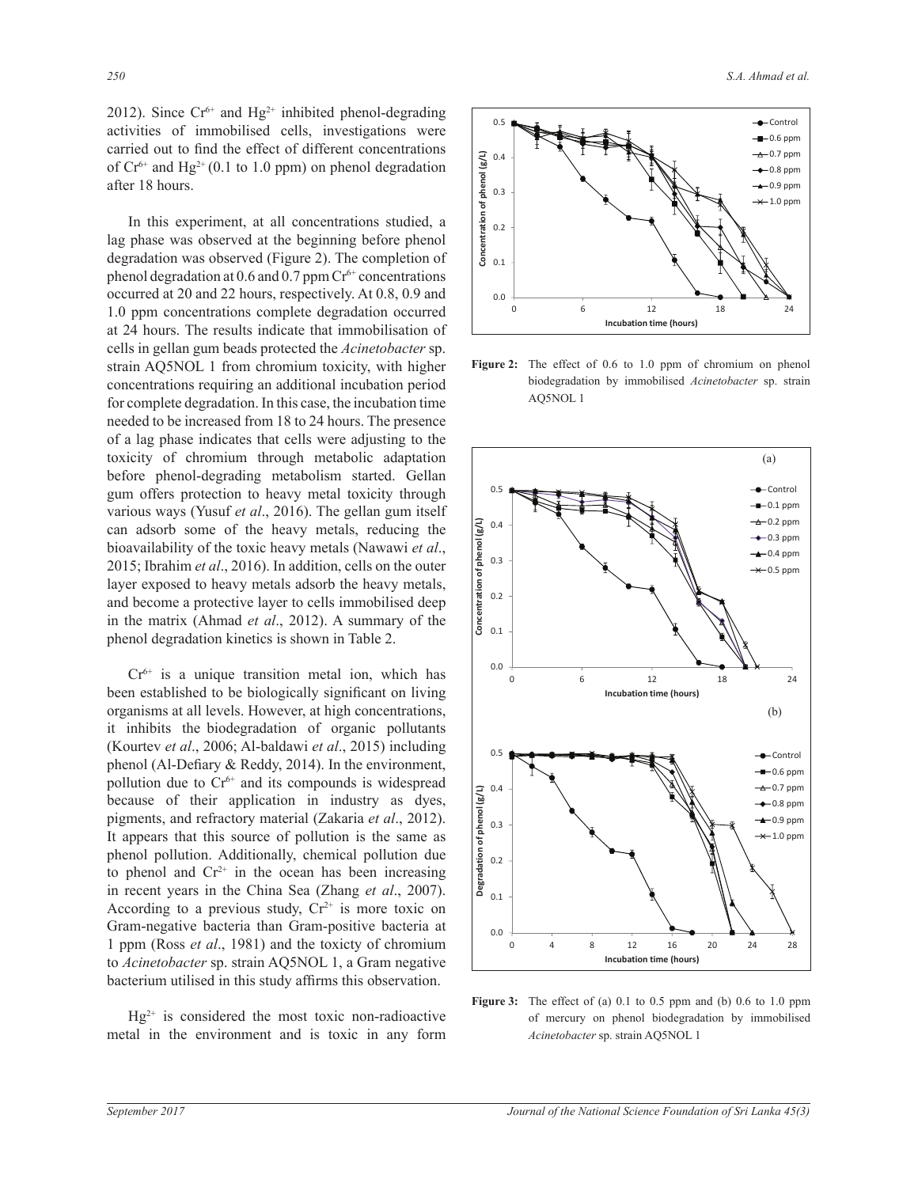2012). Since $Cr^{6+}$ and $Hg^{2+}$ inhibited phenol-degrading activities of immobilised cells, investigations were carried out to find the effect of different concentrations of $Cr^{6+}$ and $Hg^{2+}$ (0.1 to 1.0 ppm) on phenol degradation after 18 hours.

In this experiment, at all concentrations studied, a lag phase was observed at the beginning before phenol degradation was observed (Figure 2). The completion of phenol degradation at 0.6 and 0.7 ppm $Cr^{6+}$ concentrations occurred at 20 and 22 hours, respectively. At 0.8, 0.9 and 1.0 ppm concentrations complete degradation occurred at 24 hours. The results indicate that immobilisation of cells in gellan gum beads protected the *Acinetobacter* sp. strain AQ5NOL 1 from chromium toxicity, with higher concentrations requiring an additional incubation period for complete degradation. In this case, the incubation time needed to be increased from 18 to 24 hours. The presence of a lag phase indicates that cells were adjusting to the toxicity of chromium through metabolic adaptation before phenol-degrading metabolism started. Gellan gum offers protection to heavy metal toxicity through various ways (Yusuf *et al*., 2016). The gellan gum itself can adsorb some of the heavy metals, reducing the bioavailability of the toxic heavy metals (Nawawi *et al*., 2015; Ibrahim *et al*., 2016). In addition, cells on the outer layer exposed to heavy metals adsorb the heavy metals, and become a protective layer to cells immobilised deep in the matrix (Ahmad *et al*., 2012). A summary of the phenol degradation kinetics is shown in Table 2.

$Cr^{6+}$ is a unique transition metal ion, which has been established to be biologically significant on living organisms at all levels. However, at high concentrations, it inhibits the biodegradation of organic pollutants (Kourtev *et al*., 2006; Al-baldawi *et al*., 2015) including phenol (Al-Defiary & Reddy, 2014). In the environment, pollution due to $Cr^{6+}$ and its compounds is widespread because of their application in industry as dyes, pigments, and refractory material (Zakaria *et al*., 2012). It appears that this source of pollution is the same as phenol pollution. Additionally, chemical pollution due to phenol and $Cr^{2+}$ in the ocean has been increasing in recent years in the China Sea (Zhang *et al*., 2007). According to a previous study, $Cr^{2+}$ is more toxic on Gram-negative bacteria than Gram-positive bacteria at 1 ppm (Ross *et al*., 1981) and the toxicty of chromium to *Acinetobacter* sp. strain AQ5NOL 1, a Gram negative bacterium utilised in this study affirms this observation.

$Hg^{2+}$ is considered the most toxic non-radioactive metal in the environment and is toxic in any form

**Figure 2:** The effect of 0.6 to 1.0 ppm of chromium on phenol biodegradation by immobilised *Acinetobacter* sp. strain AQ5NOL 1

**Figure 3:** The effect of (a) 0.1 to 0.5 ppm and (b) 0.6 to 1.0 ppm of mercury on phenol biodegradation by immobilised *Acinetobacter* sp. strain AQ5NOL 1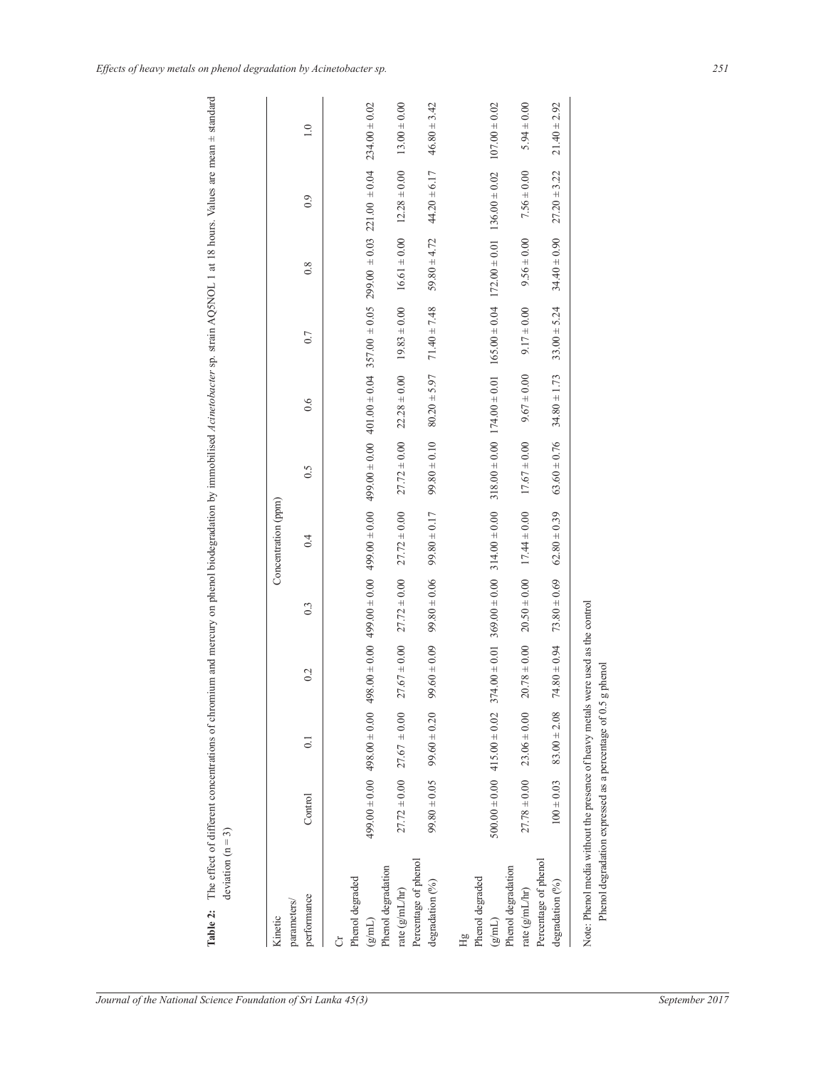**Table 2:** The effect of different concentrations of chromium and mercury on phenol biodegradation by immobilised *Acinetobacter* sp. strain AQ5NOL 1 at 18 hours. Values are mean ± standard deviation (n = 3)

| Kinetic parameters/ performance | Concentration (ppm) | | | | | | | | | | |
|---|---|---|---|---|---|---|---|---|---|---|---|
| | Control | 0.1 | 0.2 | 0.3 | 0.4 | 0.5 | 0.6 | 0.7 | 0.8 | 0.9 | 1.0 |
| Cr | | | | | | | | | | | |
| Phenol degraded (g/mL) | 499.00 ± 0.00 | 498.00 ± 0.00 | 498.00 ± 0.00 | 499.00 ± 0.00 | 499.00 ± 0.00 | 499.00 ± 0.00 | 401.00 ± 0.04 | 357.00 ± 0.05 | 299.00 ± 0.03 | 221.00 ± 0.04 | 234.00 ± 0.02 |
| Phenol degradation rate (g/mL/hr) | 27.72 ± 0.00 | 27.67 ± 0.00 | 27.67 ± 0.00 | 27.72 ± 0.00 | 27.72 ± 0.00 | 27.72 ± 0.00 | 22.28 ± 0.00 | 19.83 ± 0.00 | 16.61 ± 0.00 | 12.28 ± 0.00 | 13.00 ± 0.00 |
| Percentage of phenol degradation (%) | 99.80 ± 0.05 | 99.60 ± 0.20 | 99.60 ± 0.09 | 99.80 ± 0.06 | 99.80 ± 0.17 | 99.80 ± 0.10 | 80.20 ± 5.97 | 71.40 ± 7.48 | 59.80 ± 4.72 | 44.20 ± 6.17 | 46.80 ± 3.42 |
| Hg | | | | | | | | | | | |
| Phenol degraded (g/mL) | 500.00 ± 0.00 | 415.00 ± 0.02 | 374.00 ± 0.01 | 369.00 ± 0.00 | 314.00 ± 0.00 | 318.00 ± 0.00 | 174.00 ± 0.01 | 165.00 ± 0.04 | 172.00 ± 0.01 | 136.00 ± 0.02 | 107.00 ± 0.02 |
| Phenol degradation rate (g/mL/hr) | 27.78 ± 0.00 | 23.06 ± 0.00 | 20.78 ± 0.00 | 20.50 ± 0.00 | 17.44 ± 0.00 | 17.67 ± 0.00 | 9.67 ± 0.00 | 9.17 ± 0.00 | 9.56 ± 0.00 | 7.56 ± 0.00 | 5.94 ± 0.00 |
| Percentage of phenol degradation (%) | 100 ± 0.03 | 83.00 ± 2.08 | 74.80 ± 0.94 | 73.80 ± 0.69 | 62.80 ± 0.39 | 63.60 ± 0.76 | 34.80 ± 1.73 | 33.00 ± 5.24 | 34.40 ± 0.90 | 27.20 ± 3.22 | 21.40 ± 2.92 |

Note: Phenol media without the presence of heavy metals were used as the control
Phenol degradation expressed as a percentage of 0.5 g phenol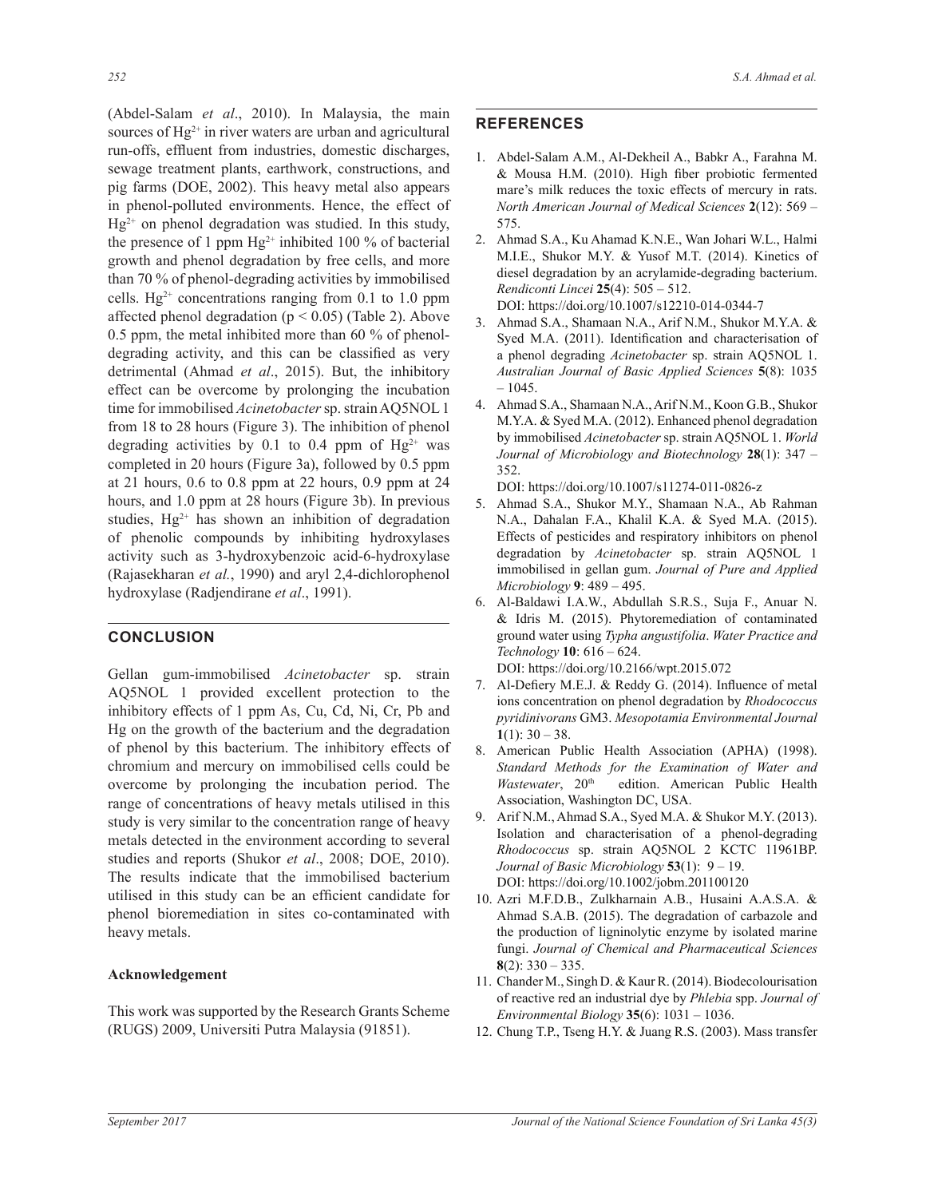(Abdel-Salam *et al*., 2010). In Malaysia, the main sources of $Hg^{2+}$ in river waters are urban and agricultural run-offs, effluent from industries, domestic discharges, sewage treatment plants, earthwork, constructions, and pig farms (DOE, 2002). This heavy metal also appears in phenol-polluted environments. Hence, the effect of $Hg^{2+}$ on phenol degradation was studied. In this study, the presence of 1 ppm $Hg^{2+}$ inhibited 100 % of bacterial growth and phenol degradation by free cells, and more than 70 % of phenol-degrading activities by immobilised cells. $Hg^{2+}$ concentrations ranging from 0.1 to 1.0 ppm affected phenol degradation ($p < 0.05$) (Table 2). Above 0.5 ppm, the metal inhibited more than 60 % of phenol-degrading activity, and this can be classified as very detrimental (Ahmad *et al*., 2015). But, the inhibitory effect can be overcome by prolonging the incubation time for immobilised *Acinetobacter* sp. strain AQ5NOL 1 from 18 to 28 hours (Figure 3). The inhibition of phenol degrading activities by 0.1 to 0.4 ppm of $Hg^{2+}$ was completed in 20 hours (Figure 3a), followed by 0.5 ppm at 21 hours, 0.6 to 0.8 ppm at 22 hours, 0.9 ppm at 24 hours, and 1.0 ppm at 28 hours (Figure 3b). In previous studies, $Hg^{2+}$ has shown an inhibition of degradation of phenolic compounds by inhibiting hydroxylases activity such as 3-hydroxybenzoic acid-6-hydroxylase (Rajasekharan *et al.*, 1990) and aryl 2,4-dichlorophenol hydroxylase (Radjendirane *et al*., 1991).

## CONCLUSION

Gellan gum-immobilised *Acinetobacter* sp. strain AQ5NOL 1 provided excellent protection to the inhibitory effects of 1 ppm As, Cu, Cd, Ni, Cr, Pb and Hg on the growth of the bacterium and the degradation of phenol by this bacterium. The inhibitory effects of chromium and mercury on immobilised cells could be overcome by prolonging the incubation period. The range of concentrations of heavy metals utilised in this study is very similar to the concentration range of heavy metals detected in the environment according to several studies and reports (Shukor *et al*., 2008; DOE, 2010). The results indicate that the immobilised bacterium utilised in this study can be an efficient candidate for phenol bioremediation in sites co-contaminated with heavy metals.

### Acknowledgement

This work was supported by the Research Grants Scheme (RUGS) 2009, Universiti Putra Malaysia (91851).

## REFERENCES

1. Abdel-Salam A.M., Al-Dekheil A., Babkr A., Farahna M. & Mousa H.M. (2010). High fiber probiotic fermented mare's milk reduces the toxic effects of mercury in rats. *North American Journal of Medical Sciences* **2**(12): 569 – 575.
2. Ahmad S.A., Ku Ahamad K.N.E., Wan Johari W.L., Halmi M.I.E., Shukor M.Y. & Yusof M.T. (2014). Kinetics of diesel degradation by an acrylamide-degrading bacterium. *Rendiconti Lincei* **25**(4): 505 – 512.
DOI: https://doi.org/10.1007/s12210-014-0344-7
3. Ahmad S.A., Shamaan N.A., Arif N.M., Shukor M.Y.A. & Syed M.A. (2011). Identification and characterisation of a phenol degrading *Acinetobacter* sp. strain AQ5NOL 1. *Australian Journal of Basic Applied Sciences* **5**(8): 1035 – 1045.
4. Ahmad S.A., Shamaan N.A., Arif N.M., Koon G.B., Shukor M.Y.A. & Syed M.A. (2012). Enhanced phenol degradation by immobilised *Acinetobacter* sp. strain AQ5NOL 1. *World Journal of Microbiology and Biotechnology* **28**(1): 347 – 352.
DOI: https://doi.org/10.1007/s11274-011-0826-z
5. Ahmad S.A., Shukor M.Y., Shamaan N.A., Ab Rahman N.A., Dahalan F.A., Khalil K.A. & Syed M.A. (2015). Effects of pesticides and respiratory inhibitors on phenol degradation by *Acinetobacter* sp. strain AQ5NOL 1 immobilised in gellan gum. *Journal of Pure and Applied Microbiology* **9**: 489 – 495.
6. Al-Baldawi I.A.W., Abdullah S.R.S., Suja F., Anuar N. & Idris M. (2015). Phytoremediation of contaminated ground water using *Typha angustifolia*. *Water Practice and Technology* **10**: 616 – 624.
DOI: https://doi.org/10.2166/wpt.2015.072
7. Al-Defiery M.E.J. & Reddy G. (2014). Influence of metal ions concentration on phenol degradation by *Rhodococcus pyridinivorans* GM3. *Mesopotamia Environmental Journal* **1**(1): 30 – 38.
8. American Public Health Association (APHA) (1998). *Standard Methods for the Examination of Water and Wastewater*, 20th edition. American Public Health Association, Washington DC, USA.
9. Arif N.M., Ahmad S.A., Syed M.A. & Shukor M.Y. (2013). Isolation and characterisation of a phenol-degrading *Rhodococcus* sp. strain AQ5NOL 2 KCTC 11961BP. *Journal of Basic Microbiology* **53**(1): 9 – 19.
DOI: https://doi.org/10.1002/jobm.201100120
10. Azri M.F.D.B., Zulkharnain A.B., Husaini A.A.S.A. & Ahmad S.A.B. (2015). The degradation of carbazole and the production of ligninolytic enzyme by isolated marine fungi. *Journal of Chemical and Pharmaceutical Sciences* **8**(2): 330 – 335.
11. Chander M., Singh D. & Kaur R. (2014). Biodecolourisation of reactive red an industrial dye by *Phlebia* spp. *Journal of Environmental Biology* **35**(6): 1031 – 1036.
12. Chung T.P., Tseng H.Y. & Juang R.S. (2003). Mass transfer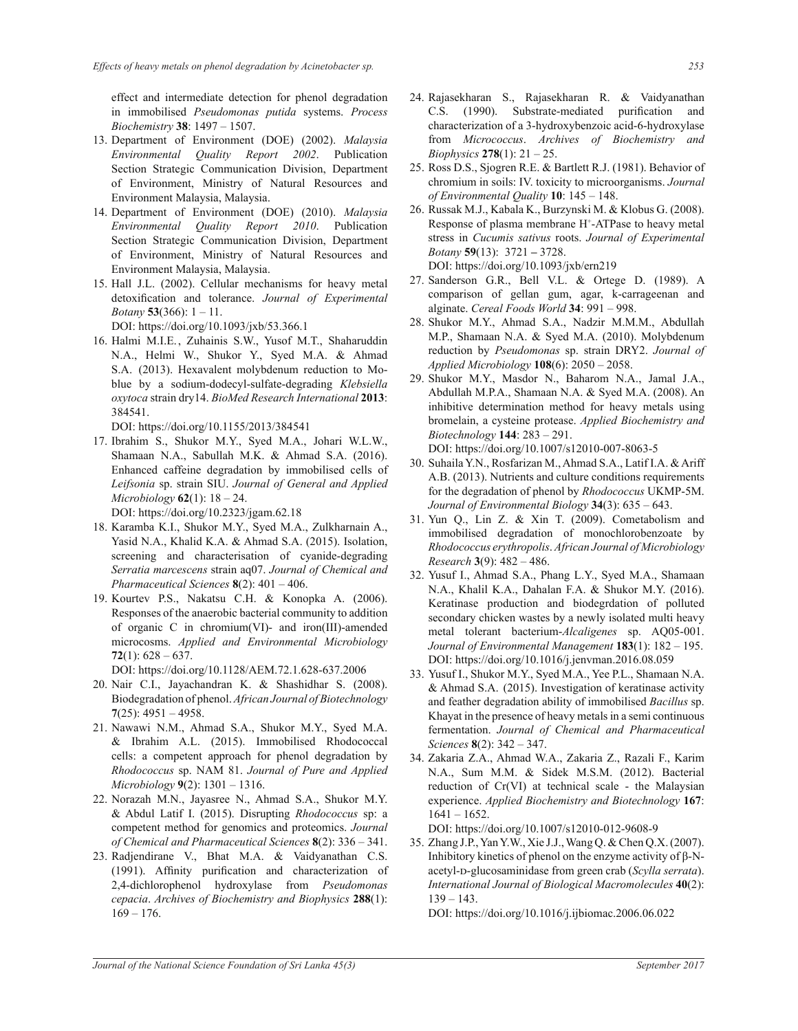effect and intermediate detection for phenol degradation in immobilised *Pseudomonas putida* systems. *Process Biochemistry* **38**: 1497 – 1507.

13. Department of Environment (DOE) (2002). *Malaysia Environmental Quality Report 2002*. Publication Section Strategic Communication Division, Department of Environment, Ministry of Natural Resources and Environment Malaysia, Malaysia.
14. Department of Environment (DOE) (2010). *Malaysia Environmental Quality Report 2010*. Publication Section Strategic Communication Division, Department of Environment, Ministry of Natural Resources and Environment Malaysia, Malaysia.
15. Hall J.L. (2002). Cellular mechanisms for heavy metal detoxification and tolerance. *Journal of Experimental Botany* **53**(366): 1 – 11.
DOI: https://doi.org/10.1093/jxb/53.366.1
16. Halmi M.I.E., Zuhainis S.W., Yusof M.T., Shaharuddin N.A., Helmi W., Shukor Y., Syed M.A. & Ahmad S.A. (2013). Hexavalent molybdenum reduction to Mo-blue by a sodium-dodecyl-sulfate-degrading *Klebsiella oxytoca* strain dry14. *BioMed Research International* **2013**: 384541.
DOI: https://doi.org/10.1155/2013/384541
17. Ibrahim S., Shukor M.Y., Syed M.A., Johari W.L.W., Shamaan N.A., Sabullah M.K. & Ahmad S.A. (2016). Enhanced caffeine degradation by immobilised cells of *Leifsonia* sp. strain SIU. *Journal of General and Applied Microbiology* **62**(1): 18 – 24.
DOI: https://doi.org/10.2323/jgam.62.18
18. Karamba K.I., Shukor M.Y., Syed M.A., Zulkharnain A., Yasid N.A., Khalid K.A. & Ahmad S.A. (2015). Isolation, screening and characterisation of cyanide-degrading *Serratia marcescens* strain aq07. *Journal of Chemical and Pharmaceutical Sciences* **8**(2): 401 – 406.
19. Kourtev P.S., Nakatsu C.H. & Konopka A. (2006). Responses of the anaerobic bacterial community to addition of organic C in chromium(VI)- and iron(III)-amended microcosms. *Applied and Environmental Microbiology* **72**(1): 628 – 637.
DOI: https://doi.org/10.1128/AEM.72.1.628-637.2006
20. Nair C.I., Jayachandran K. & Shashidhar S. (2008). Biodegradation of phenol. *African Journal of Biotechnology* **7**(25): 4951 – 4958.
21. Nawawi N.M., Ahmad S.A., Shukor M.Y., Syed M.A. & Ibrahim A.L. (2015). Immobilised Rhodococcal cells: a competent approach for phenol degradation by *Rhodococcus* sp. NAM 81. *Journal of Pure and Applied Microbiology* **9**(2): 1301 – 1316.
22. Norazah M.N., Jayasree N., Ahmad S.A., Shukor M.Y. & Abdul Latif I. (2015). Disrupting *Rhodococcus* sp: a competent method for genomics and proteomics. *Journal of Chemical and Pharmaceutical Sciences* **8**(2): 336 – 341.
23. Radjendirane V., Bhat M.A. & Vaidyanathan C.S. (1991). Affinity purification and characterization of 2,4-dichlorophenol hydroxylase from *Pseudomonas cepacia*. *Archives of Biochemistry and Biophysics* **288**(1): 169 – 176.
24. Rajasekharan S., Rajasekharan R. & Vaidyanathan C.S. (1990). Substrate-mediated purification and characterization of a 3-hydroxybenzoic acid-6-hydroxylase from *Micrococcus*. *Archives of Biochemistry and Biophysics* **278**(1): 21 – 25.
25. Ross D.S., Sjogren R.E. & Bartlett R.J. (1981). Behavior of chromium in soils: IV. toxicity to microorganisms. *Journal of Environmental Quality* **10**: 145 – 148.
26. Russak M.J., Kabala K., Burzynski M. & Klobus G. (2008). Response of plasma membrane $H^+$-ATPase to heavy metal stress in *Cucumis sativus* roots. *Journal of Experimental Botany* **59**(13): 3721 – 3728.
DOI: https://doi.org/10.1093/jxb/ern219
27. Sanderson G.R., Bell V.L. & Ortege D. (1989). A comparison of gellan gum, agar, k-carrageenan and alginate. *Cereal Foods World* **34**: 991 – 998.
28. Shukor M.Y., Ahmad S.A., Nadzir M.M.M., Abdullah M.P., Shamaan N.A. & Syed M.A. (2010). Molybdenum reduction by *Pseudomonas* sp. strain DRY2. *Journal of Applied Microbiology* **108**(6): 2050 – 2058.
29. Shukor M.Y., Masdor N., Baharom N.A., Jamal J.A., Abdullah M.P.A., Shamaan N.A. & Syed M.A. (2008). An inhibitive determination method for heavy metals using bromelain, a cysteine protease. *Applied Biochemistry and Biotechnology* **144**: 283 – 291.
DOI: https://doi.org/10.1007/s12010-007-8063-5
30. Suhaila Y.N., Rosfarizan M., Ahmad S.A., Latif I.A. & Ariff A.B. (2013). Nutrients and culture conditions requirements for the degradation of phenol by *Rhodococcus* UKMP-5M. *Journal of Environmental Biology* **34**(3): 635 – 643.
31. Yun Q., Lin Z. & Xin T. (2009). Cometabolism and immobilised degradation of monochlorobenzoate by *Rhodococcus erythropolis*. *African Journal of Microbiology Research* **3**(9): 482 – 486.
32. Yusuf I., Ahmad S.A., Phang L.Y., Syed M.A., Shamaan N.A., Khalil K.A., Dahalan F.A. & Shukor M.Y. (2016). Keratinase production and biodegrdation of polluted secondary chicken wastes by a newly isolated multi heavy metal tolerant bacterium-*Alcaligenes* sp. AQ05-001. *Journal of Environmental Management* **183**(1): 182 – 195.
DOI: https://doi.org/10.1016/j.jenvman.2016.08.059
33. Yusuf I., Shukor M.Y., Syed M.A., Yee P.L., Shamaan N.A. & Ahmad S.A. (2015). Investigation of keratinase activity and feather degradation ability of immobilised *Bacillus* sp. Khayat in the presence of heavy metals in a semi continuous fermentation. *Journal of Chemical and Pharmaceutical Sciences* **8**(2): 342 – 347.
34. Zakaria Z.A., Ahmad W.A., Zakaria Z., Razali F., Karim N.A., Sum M.M. & Sidek M.S.M. (2012). Bacterial reduction of Cr(VI) at technical scale - the Malaysian experience. *Applied Biochemistry and Biotechnology* **167**: 1641 – 1652.
DOI: https://doi.org/10.1007/s12010-012-9608-9
35. Zhang J.P., Yan Y.W., Xie J.J., Wang Q. & Chen Q.X. (2007). Inhibitory kinetics of phenol on the enzyme activity of β-N-acetyl-D-glucosaminidase from green crab (*Scylla serrata*). *International Journal of Biological Macromolecules* **40**(2): 139 – 143.
DOI: https://doi.org/10.1016/j.ijbiomac.2006.06.022